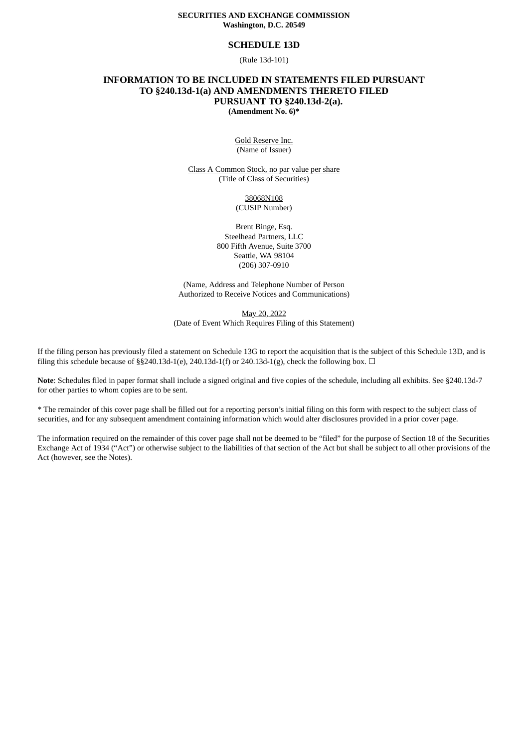**SECURITIES AND EXCHANGE COMMISSION**
**Washington, D.C. 20549**

# SCHEDULE 13D

(Rule 13d-101)

## INFORMATION TO BE INCLUDED IN STATEMENTS FILED PURSUANT TO §240.13d-1(a) AND AMENDMENTS THERETO FILED PURSUANT TO §240.13d-2(a).

**(Amendment No. 6)***

Gold Reserve Inc.
(Name of Issuer)

Class A Common Stock, no par value per share
(Title of Class of Securities)

38068N108
(CUSIP Number)

Brent Binge, Esq.
Steelhead Partners, LLC
800 Fifth Avenue, Suite 3700
Seattle, WA 98104
(206) 307-0910

(Name, Address and Telephone Number of Person Authorized to Receive Notices and Communications)

May 20, 2022
(Date of Event Which Requires Filing of this Statement)

If the filing person has previously filed a statement on Schedule 13G to report the acquisition that is the subject of this Schedule 13D, and is filing this schedule because of §§240.13d-1(e), 240.13d-1(f) or 240.13d-1(g), check the following box. ☐

**Note**: Schedules filed in paper format shall include a signed original and five copies of the schedule, including all exhibits. See §240.13d-7 for other parties to whom copies are to be sent.

* The remainder of this cover page shall be filled out for a reporting person's initial filing on this form with respect to the subject class of securities, and for any subsequent amendment containing information which would alter disclosures provided in a prior cover page.

The information required on the remainder of this cover page shall not be deemed to be "filed" for the purpose of Section 18 of the Securities Exchange Act of 1934 ("Act") or otherwise subject to the liabilities of that section of the Act but shall be subject to all other provisions of the Act (however, see the Notes).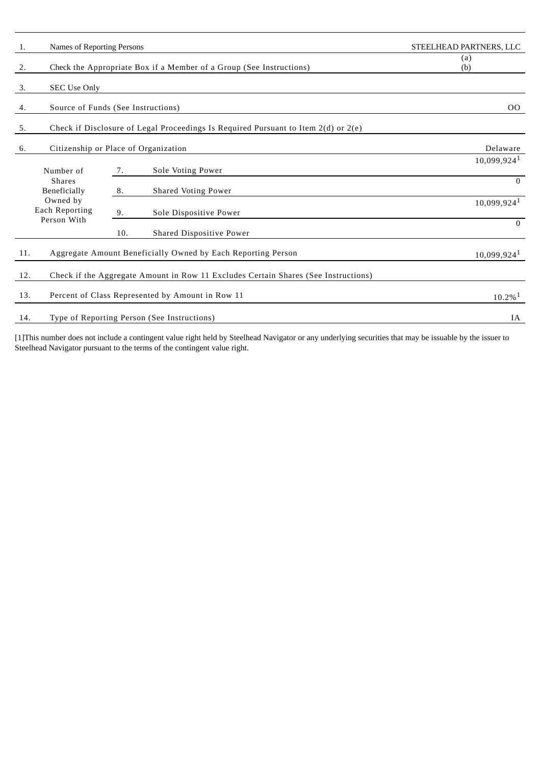| | | | |
|---|---|---|---|
| 1. | Names of Reporting Persons | | STEELHEAD PARTNERS, LLC |
| 2. | Check the Appropriate Box if a Member of a Group (See Instructions) | | (a)<br>(b) |
| 3. | SEC Use Only | | |
| 4. | Source of Funds (See Instructions) | | OO |
| 5. | Check if Disclosure of Legal Proceedings Is Required Pursuant to Item 2(d) or 2(e) | | |
| 6. | Citizenship or Place of Organization | | Delaware |
| Number of Shares Beneficially Owned by Each Reporting Person With | 7. | Sole Voting Power | 10,099,924[1] |
| | 8. | Shared Voting Power | 0 |
| | 9. | Sole Dispositive Power | 10,099,924[1] |
| | 10. | Shared Dispositive Power | 0 |
| 11. | Aggregate Amount Beneficially Owned by Each Reporting Person | | 10,099,924[1] |
| 12. | Check if the Aggregate Amount in Row 11 Excludes Certain Shares (See Instructions) | | |
| 13. | Percent of Class Represented by Amount in Row 11 | | 10.2%[1] |
| 14. | Type of Reporting Person (See Instructions) | | IA |

[1]This number does not include a contingent value right held by Steelhead Navigator or any underlying securities that may be issuable by the issuer to Steelhead Navigator pursuant to the terms of the contingent value right.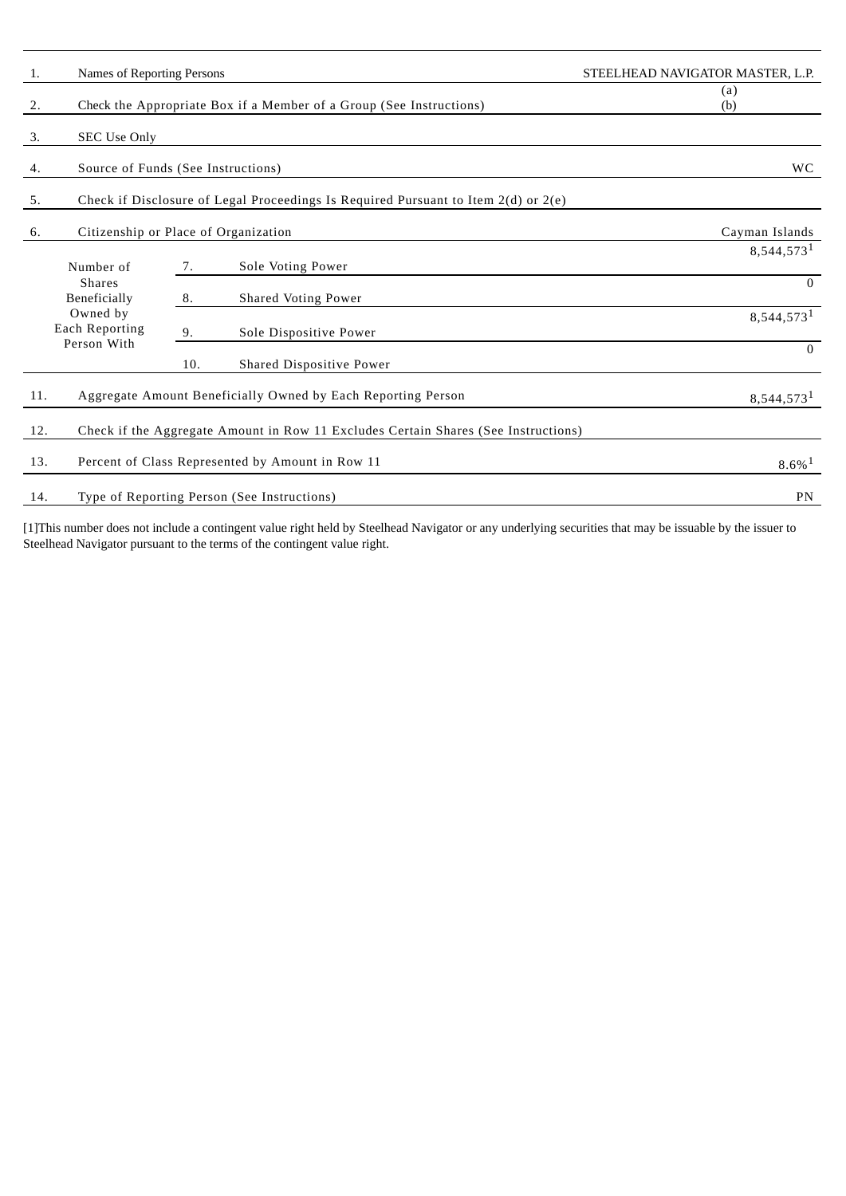| | | | |
|---|---|---|---|
| 1. | Names of Reporting Persons | | STEELHEAD NAVIGATOR MASTER, L.P. |
| 2. | Check the Appropriate Box if a Member of a Group (See Instructions) | | (a)<br>(b) |
| 3. | SEC Use Only | | |
| 4. | Source of Funds (See Instructions) | | WC |
| 5. | Check if Disclosure of Legal Proceedings Is Required Pursuant to Item 2(d) or 2(e) | | |
| 6. | Citizenship or Place of Organization | | Cayman Islands |
| Number of Shares Beneficially Owned by Each Reporting Person With | 7. | Sole Voting Power | 8,544,573[1] |
| | 8. | Shared Voting Power | 0 |
| | 9. | Sole Dispositive Power | 8,544,573[1] |
| | 10. | Shared Dispositive Power | 0 |
| 11. | Aggregate Amount Beneficially Owned by Each Reporting Person | | 8,544,573[1] |
| 12. | Check if the Aggregate Amount in Row 11 Excludes Certain Shares (See Instructions) | | |
| 13. | Percent of Class Represented by Amount in Row 11 | | 8.6%[1] |
| 14. | Type of Reporting Person (See Instructions) | | PN |

[1]This number does not include a contingent value right held by Steelhead Navigator or any underlying securities that may be issuable by the issuer to Steelhead Navigator pursuant to the terms of the contingent value right.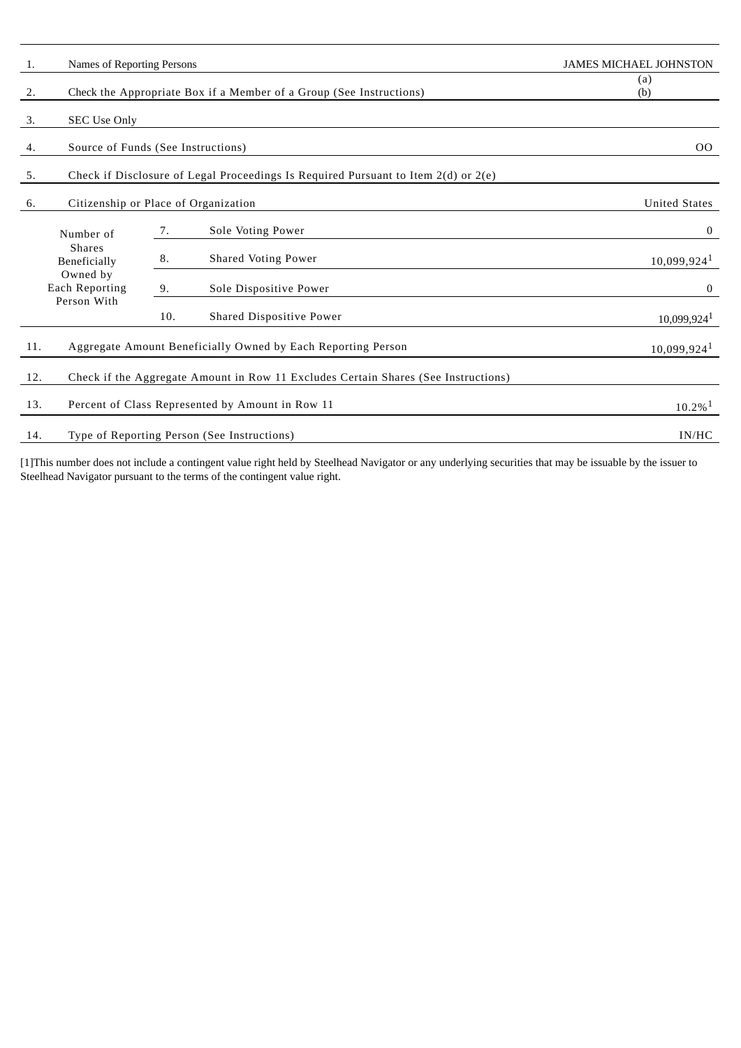| 1. | Names of Reporting Persons | | | JAMES MICHAEL JOHNSTON |
|---|---|---|---|---|
| 2. | Check the Appropriate Box if a Member of a Group (See Instructions) | | | (a)<br>(b) |
| 3. | SEC Use Only | | | |
| 4. | Source of Funds (See Instructions) | | | OO |
| 5. | Check if Disclosure of Legal Proceedings Is Required Pursuant to Item 2(d) or 2(e) | | | |
| 6. | Citizenship or Place of Organization | | | United States |
| Number of Shares Beneficially Owned by Each Reporting Person With | | 7. | Sole Voting Power | 0 |
| | | 8. | Shared Voting Power | 10,099,924[1] |
| | | 9. | Sole Dispositive Power | 0 |
| | | 10. | Shared Dispositive Power | 10,099,924[1] |
| 11. | Aggregate Amount Beneficially Owned by Each Reporting Person | | | 10,099,924[1] |
| 12. | Check if the Aggregate Amount in Row 11 Excludes Certain Shares (See Instructions) | | | |
| 13. | Percent of Class Represented by Amount in Row 11 | | | 10.2%[1] |
| 14. | Type of Reporting Person (See Instructions) | | | IN/HC |

[1]This number does not include a contingent value right held by Steelhead Navigator or any underlying securities that may be issuable by the issuer to Steelhead Navigator pursuant to the terms of the contingent value right.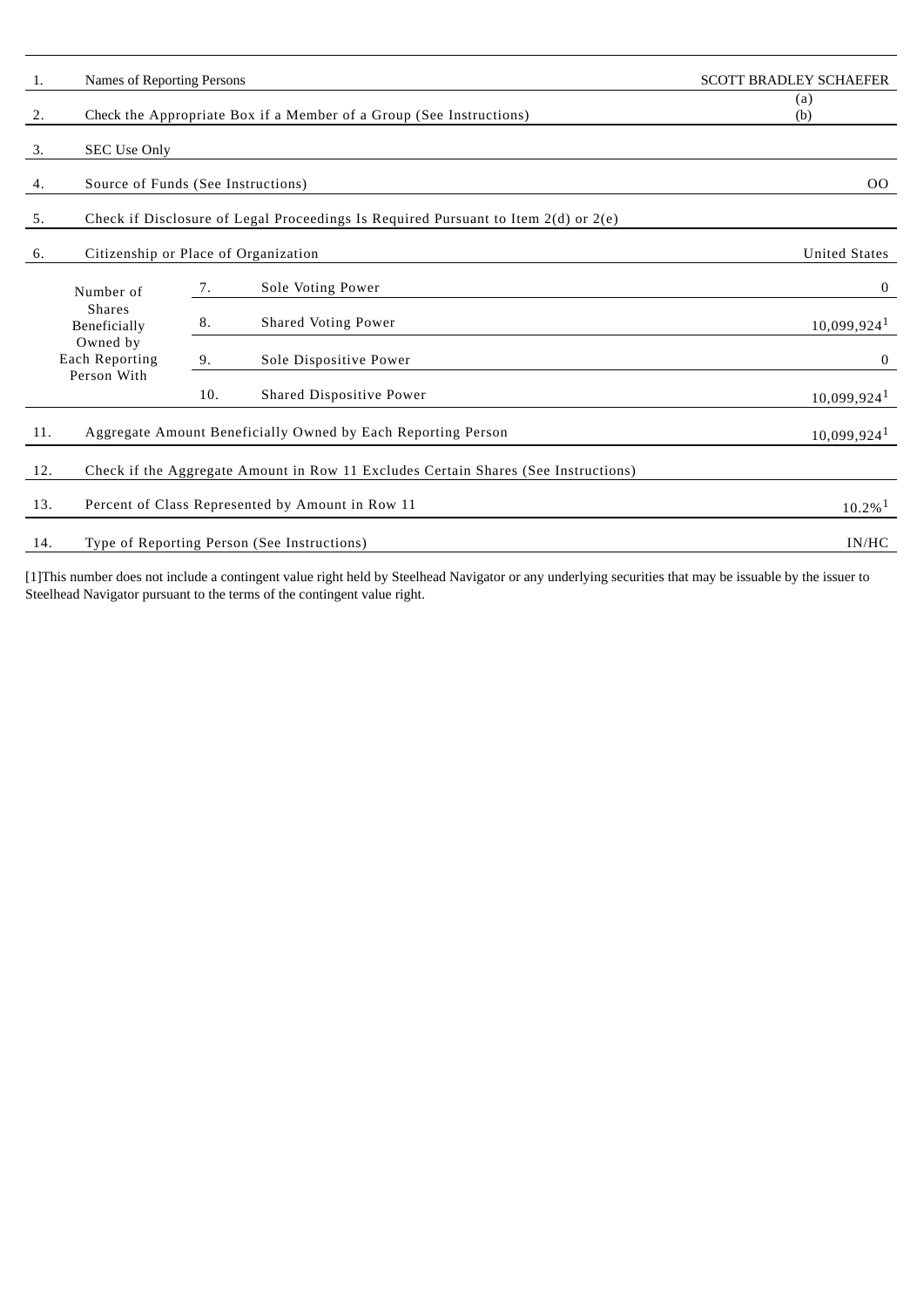| | | | |
|---|---|---|---|
| 1. | Names of Reporting Persons | | SCOTT BRADLEY SCHAEFER |
| 2. | Check the Appropriate Box if a Member of a Group (See Instructions) | | (a)<br>(b) |
| 3. | SEC Use Only | | |
| 4. | Source of Funds (See Instructions) | | OO |
| 5. | Check if Disclosure of Legal Proceedings Is Required Pursuant to Item 2(d) or 2(e) | | |
| 6. | Citizenship or Place of Organization | | United States |
| Number of Shares Beneficially Owned by Each Reporting Person With | 7. | Sole Voting Power | 0 |
| | 8. | Shared Voting Power | 10,099,924[1] |
| | 9. | Sole Dispositive Power | 0 |
| | 10. | Shared Dispositive Power | 10,099,924[1] |
| 11. | Aggregate Amount Beneficially Owned by Each Reporting Person | | 10,099,924[1] |
| 12. | Check if the Aggregate Amount in Row 11 Excludes Certain Shares (See Instructions) | | |
| 13. | Percent of Class Represented by Amount in Row 11 | | 10.2%[1] |
| 14. | Type of Reporting Person (See Instructions) | | IN/HC |

[1]This number does not include a contingent value right held by Steelhead Navigator or any underlying securities that may be issuable by the issuer to Steelhead Navigator pursuant to the terms of the contingent value right.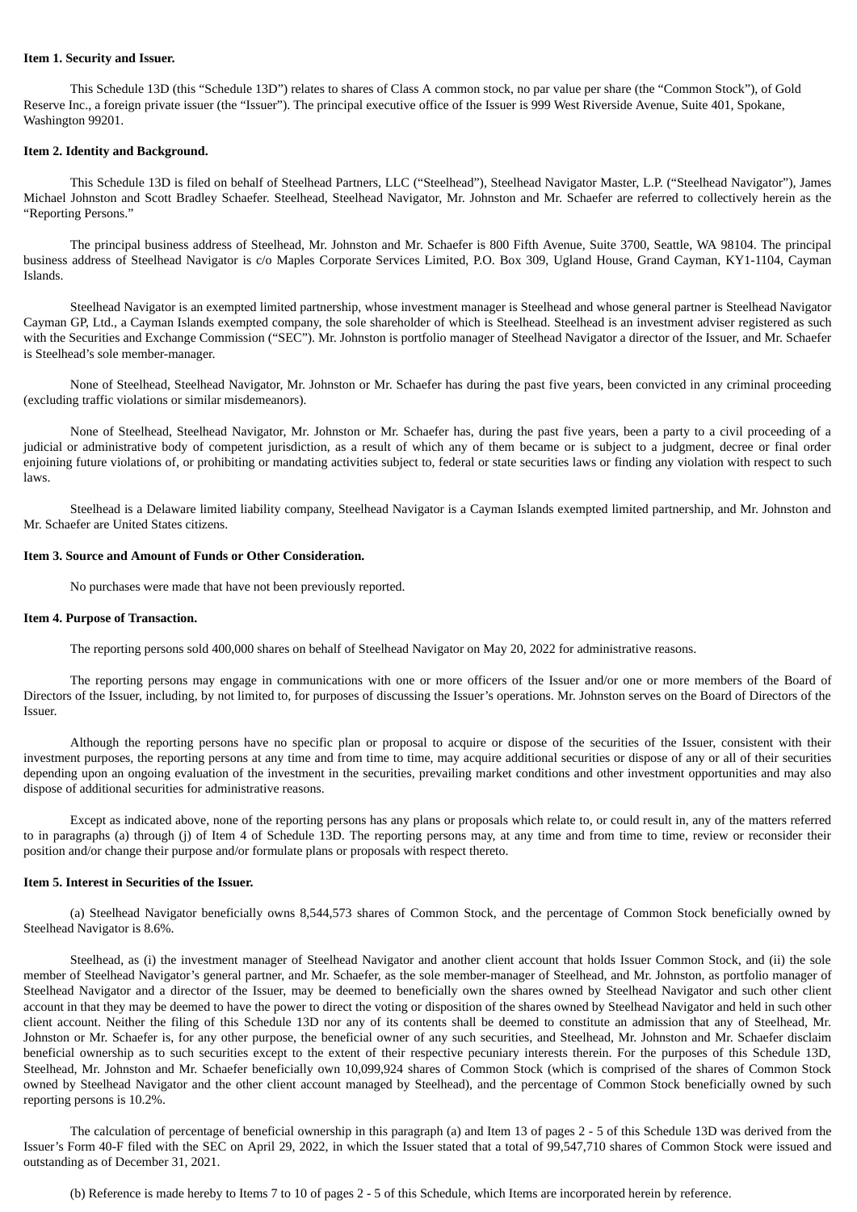**Item 1. Security and Issuer.**

This Schedule 13D (this "Schedule 13D") relates to shares of Class A common stock, no par value per share (the "Common Stock"), of Gold Reserve Inc., a foreign private issuer (the "Issuer"). The principal executive office of the Issuer is 999 West Riverside Avenue, Suite 401, Spokane, Washington 99201.

**Item 2. Identity and Background.**

This Schedule 13D is filed on behalf of Steelhead Partners, LLC ("Steelhead"), Steelhead Navigator Master, L.P. ("Steelhead Navigator"), James Michael Johnston and Scott Bradley Schaefer. Steelhead, Steelhead Navigator, Mr. Johnston and Mr. Schaefer are referred to collectively herein as the "Reporting Persons."

The principal business address of Steelhead, Mr. Johnston and Mr. Schaefer is 800 Fifth Avenue, Suite 3700, Seattle, WA 98104. The principal business address of Steelhead Navigator is c/o Maples Corporate Services Limited, P.O. Box 309, Ugland House, Grand Cayman, KY1-1104, Cayman Islands.

Steelhead Navigator is an exempted limited partnership, whose investment manager is Steelhead and whose general partner is Steelhead Navigator Cayman GP, Ltd., a Cayman Islands exempted company, the sole shareholder of which is Steelhead. Steelhead is an investment adviser registered as such with the Securities and Exchange Commission ("SEC"). Mr. Johnston is portfolio manager of Steelhead Navigator a director of the Issuer, and Mr. Schaefer is Steelhead's sole member-manager.

None of Steelhead, Steelhead Navigator, Mr. Johnston or Mr. Schaefer has during the past five years, been convicted in any criminal proceeding (excluding traffic violations or similar misdemeanors).

None of Steelhead, Steelhead Navigator, Mr. Johnston or Mr. Schaefer has, during the past five years, been a party to a civil proceeding of a judicial or administrative body of competent jurisdiction, as a result of which any of them became or is subject to a judgment, decree or final order enjoining future violations of, or prohibiting or mandating activities subject to, federal or state securities laws or finding any violation with respect to such laws.

Steelhead is a Delaware limited liability company, Steelhead Navigator is a Cayman Islands exempted limited partnership, and Mr. Johnston and Mr. Schaefer are United States citizens.

**Item 3. Source and Amount of Funds or Other Consideration.**

No purchases were made that have not been previously reported.

**Item 4. Purpose of Transaction.**

The reporting persons sold 400,000 shares on behalf of Steelhead Navigator on May 20, 2022 for administrative reasons.

The reporting persons may engage in communications with one or more officers of the Issuer and/or one or more members of the Board of Directors of the Issuer, including, by not limited to, for purposes of discussing the Issuer's operations. Mr. Johnston serves on the Board of Directors of the Issuer.

Although the reporting persons have no specific plan or proposal to acquire or dispose of the securities of the Issuer, consistent with their investment purposes, the reporting persons at any time and from time to time, may acquire additional securities or dispose of any or all of their securities depending upon an ongoing evaluation of the investment in the securities, prevailing market conditions and other investment opportunities and may also dispose of additional securities for administrative reasons.

Except as indicated above, none of the reporting persons has any plans or proposals which relate to, or could result in, any of the matters referred to in paragraphs (a) through (j) of Item 4 of Schedule 13D. The reporting persons may, at any time and from time to time, review or reconsider their position and/or change their purpose and/or formulate plans or proposals with respect thereto.

**Item 5. Interest in Securities of the Issuer.**

(a) Steelhead Navigator beneficially owns 8,544,573 shares of Common Stock, and the percentage of Common Stock beneficially owned by Steelhead Navigator is 8.6%.

Steelhead, as (i) the investment manager of Steelhead Navigator and another client account that holds Issuer Common Stock, and (ii) the sole member of Steelhead Navigator's general partner, and Mr. Schaefer, as the sole member-manager of Steelhead, and Mr. Johnston, as portfolio manager of Steelhead Navigator and a director of the Issuer, may be deemed to beneficially own the shares owned by Steelhead Navigator and such other client account in that they may be deemed to have the power to direct the voting or disposition of the shares owned by Steelhead Navigator and held in such other client account. Neither the filing of this Schedule 13D nor any of its contents shall be deemed to constitute an admission that any of Steelhead, Mr. Johnston or Mr. Schaefer is, for any other purpose, the beneficial owner of any such securities, and Steelhead, Mr. Johnston and Mr. Schaefer disclaim beneficial ownership as to such securities except to the extent of their respective pecuniary interests therein. For the purposes of this Schedule 13D, Steelhead, Mr. Johnston and Mr. Schaefer beneficially own 10,099,924 shares of Common Stock (which is comprised of the shares of Common Stock owned by Steelhead Navigator and the other client account managed by Steelhead), and the percentage of Common Stock beneficially owned by such reporting persons is 10.2%.

The calculation of percentage of beneficial ownership in this paragraph (a) and Item 13 of pages 2 - 5 of this Schedule 13D was derived from the Issuer's Form 40-F filed with the SEC on April 29, 2022, in which the Issuer stated that a total of 99,547,710 shares of Common Stock were issued and outstanding as of December 31, 2021.

(b) Reference is made hereby to Items 7 to 10 of pages 2 - 5 of this Schedule, which Items are incorporated herein by reference.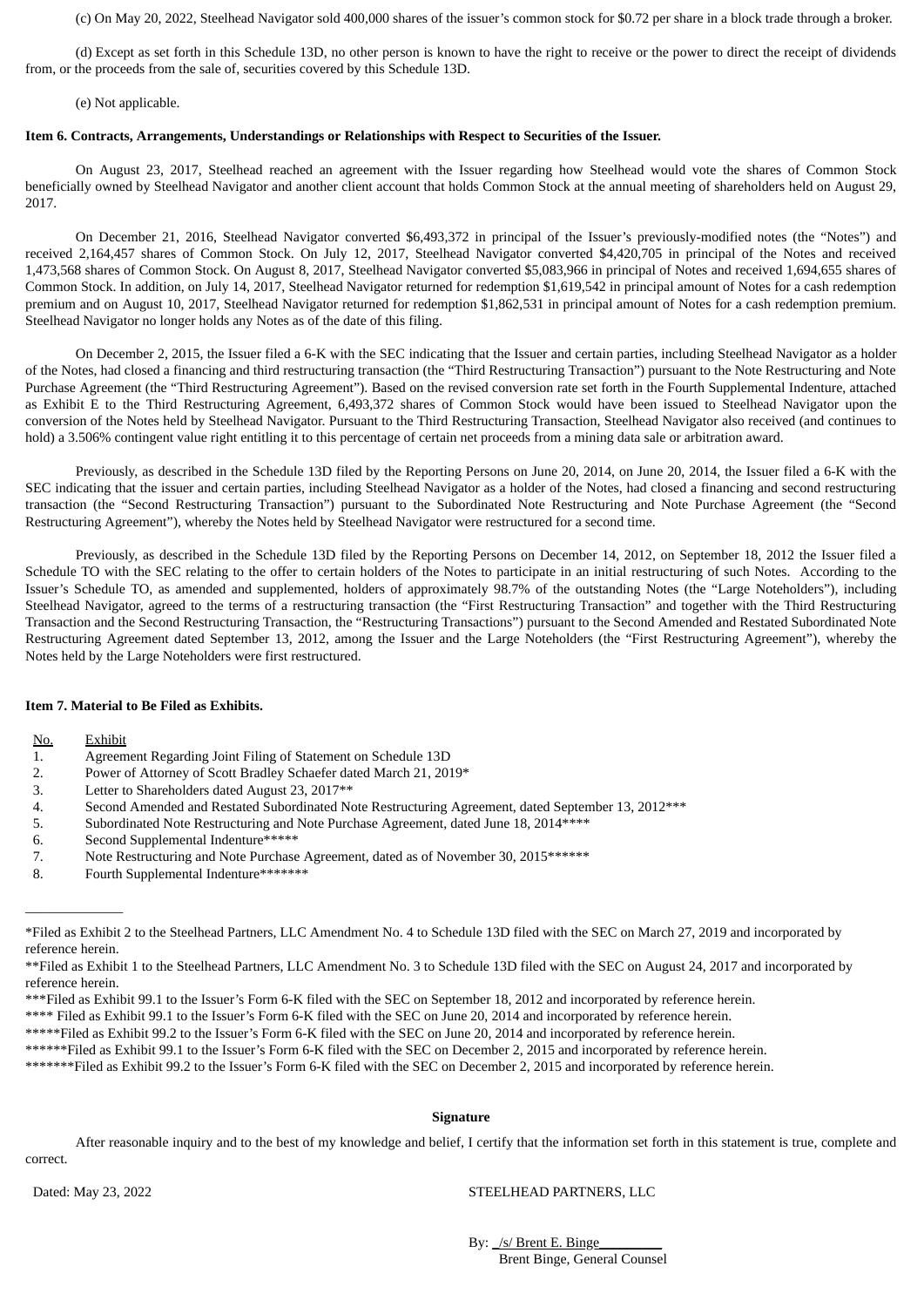(c) On May 20, 2022, Steelhead Navigator sold 400,000 shares of the issuer's common stock for $0.72 per share in a block trade through a broker.

(d) Except as set forth in this Schedule 13D, no other person is known to have the right to receive or the power to direct the receipt of dividends from, or the proceeds from the sale of, securities covered by this Schedule 13D.

(e) Not applicable.

**Item 6. Contracts, Arrangements, Understandings or Relationships with Respect to Securities of the Issuer.**

On August 23, 2017, Steelhead reached an agreement with the Issuer regarding how Steelhead would vote the shares of Common Stock beneficially owned by Steelhead Navigator and another client account that holds Common Stock at the annual meeting of shareholders held on August 29, 2017.

On December 21, 2016, Steelhead Navigator converted $6,493,372 in principal of the Issuer's previously-modified notes (the "Notes") and received 2,164,457 shares of Common Stock. On July 12, 2017, Steelhead Navigator converted $4,420,705 in principal of the Notes and received 1,473,568 shares of Common Stock. On August 8, 2017, Steelhead Navigator converted $5,083,966 in principal of Notes and received 1,694,655 shares of Common Stock. In addition, on July 14, 2017, Steelhead Navigator returned for redemption $1,619,542 in principal amount of Notes for a cash redemption premium and on August 10, 2017, Steelhead Navigator returned for redemption $1,862,531 in principal amount of Notes for a cash redemption premium. Steelhead Navigator no longer holds any Notes as of the date of this filing.

On December 2, 2015, the Issuer filed a 6-K with the SEC indicating that the Issuer and certain parties, including Steelhead Navigator as a holder of the Notes, had closed a financing and third restructuring transaction (the "Third Restructuring Transaction") pursuant to the Note Restructuring and Note Purchase Agreement (the "Third Restructuring Agreement"). Based on the revised conversion rate set forth in the Fourth Supplemental Indenture, attached as Exhibit E to the Third Restructuring Agreement, 6,493,372 shares of Common Stock would have been issued to Steelhead Navigator upon the conversion of the Notes held by Steelhead Navigator. Pursuant to the Third Restructuring Transaction, Steelhead Navigator also received (and continues to hold) a 3.506% contingent value right entitling it to this percentage of certain net proceeds from a mining data sale or arbitration award.

Previously, as described in the Schedule 13D filed by the Reporting Persons on June 20, 2014, on June 20, 2014, the Issuer filed a 6-K with the SEC indicating that the issuer and certain parties, including Steelhead Navigator as a holder of the Notes, had closed a financing and second restructuring transaction (the "Second Restructuring Transaction") pursuant to the Subordinated Note Restructuring and Note Purchase Agreement (the "Second Restructuring Agreement"), whereby the Notes held by Steelhead Navigator were restructured for a second time.

Previously, as described in the Schedule 13D filed by the Reporting Persons on December 14, 2012, on September 18, 2012 the Issuer filed a Schedule TO with the SEC relating to the offer to certain holders of the Notes to participate in an initial restructuring of such Notes. According to the Issuer's Schedule TO, as amended and supplemented, holders of approximately 98.7% of the outstanding Notes (the "Large Noteholders"), including Steelhead Navigator, agreed to the terms of a restructuring transaction (the "First Restructuring Transaction" and together with the Third Restructuring Transaction and the Second Restructuring Transaction, the "Restructuring Transactions") pursuant to the Second Amended and Restated Subordinated Note Restructuring Agreement dated September 13, 2012, among the Issuer and the Large Noteholders (the "First Restructuring Agreement"), whereby the Notes held by the Large Noteholders were first restructured.

**Item 7. Material to Be Filed as Exhibits.**

| No. | Exhibit |
|---|---|
| 1. | Agreement Regarding Joint Filing of Statement on Schedule 13D |
| 2. | Power of Attorney of Scott Bradley Schaefer dated March 21, 2019* |
| 3. | Letter to Shareholders dated August 23, 2017** |
| 4. | Second Amended and Restated Subordinated Note Restructuring Agreement, dated September 13, 2012*** |
| 5. | Subordinated Note Restructuring and Note Purchase Agreement, dated June 18, 2014**** |
| 6. | Second Supplemental Indenture***** |
| 7. | Note Restructuring and Note Purchase Agreement, dated as of November 30, 2015****** |
| 8. | Fourth Supplemental Indenture******* |

---

*Filed as Exhibit 2 to the Steelhead Partners, LLC Amendment No. 4 to Schedule 13D filed with the SEC on March 27, 2019 and incorporated by reference herein.

**Filed as Exhibit 1 to the Steelhead Partners, LLC Amendment No. 3 to Schedule 13D filed with the SEC on August 24, 2017 and incorporated by reference herein.

***Filed as Exhibit 99.1 to the Issuer's Form 6-K filed with the SEC on September 18, 2012 and incorporated by reference herein.

**** Filed as Exhibit 99.1 to the Issuer's Form 6-K filed with the SEC on June 20, 2014 and incorporated by reference herein.

*****Filed as Exhibit 99.2 to the Issuer's Form 6-K filed with the SEC on June 20, 2014 and incorporated by reference herein.

******Filed as Exhibit 99.1 to the Issuer's Form 6-K filed with the SEC on December 2, 2015 and incorporated by reference herein.

*******Filed as Exhibit 99.2 to the Issuer's Form 6-K filed with the SEC on December 2, 2015 and incorporated by reference herein.

**Signature**

After reasonable inquiry and to the best of my knowledge and belief, I certify that the information set forth in this statement is true, complete and correct.

Dated: May 23, 2022

STEELHEAD PARTNERS, LLC

By: /s/ Brent E. Binge
Brent Binge, General Counsel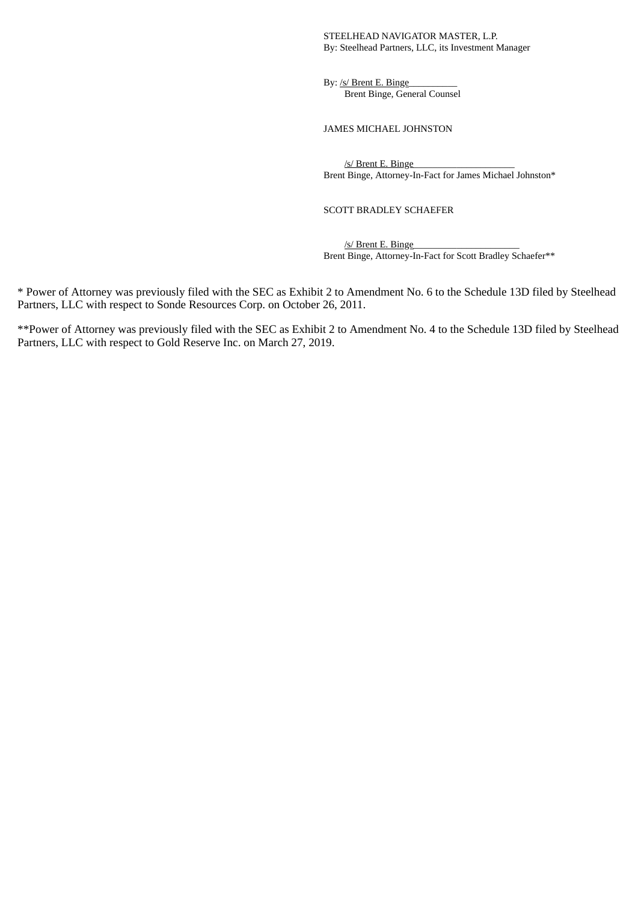STEELHEAD NAVIGATOR MASTER, L.P.
By: Steelhead Partners, LLC, its Investment Manager

By: /s/ Brent E. Binge
Brent Binge, General Counsel

JAMES MICHAEL JOHNSTON

/s/ Brent E. Binge
Brent Binge, Attorney-In-Fact for James Michael Johnston*

SCOTT BRADLEY SCHAEFER

/s/ Brent E. Binge
Brent Binge, Attorney-In-Fact for Scott Bradley Schaefer**

* Power of Attorney was previously filed with the SEC as Exhibit 2 to Amendment No. 6 to the Schedule 13D filed by Steelhead Partners, LLC with respect to Sonde Resources Corp. on October 26, 2011.

**Power of Attorney was previously filed with the SEC as Exhibit 2 to Amendment No. 4 to the Schedule 13D filed by Steelhead Partners, LLC with respect to Gold Reserve Inc. on March 27, 2019.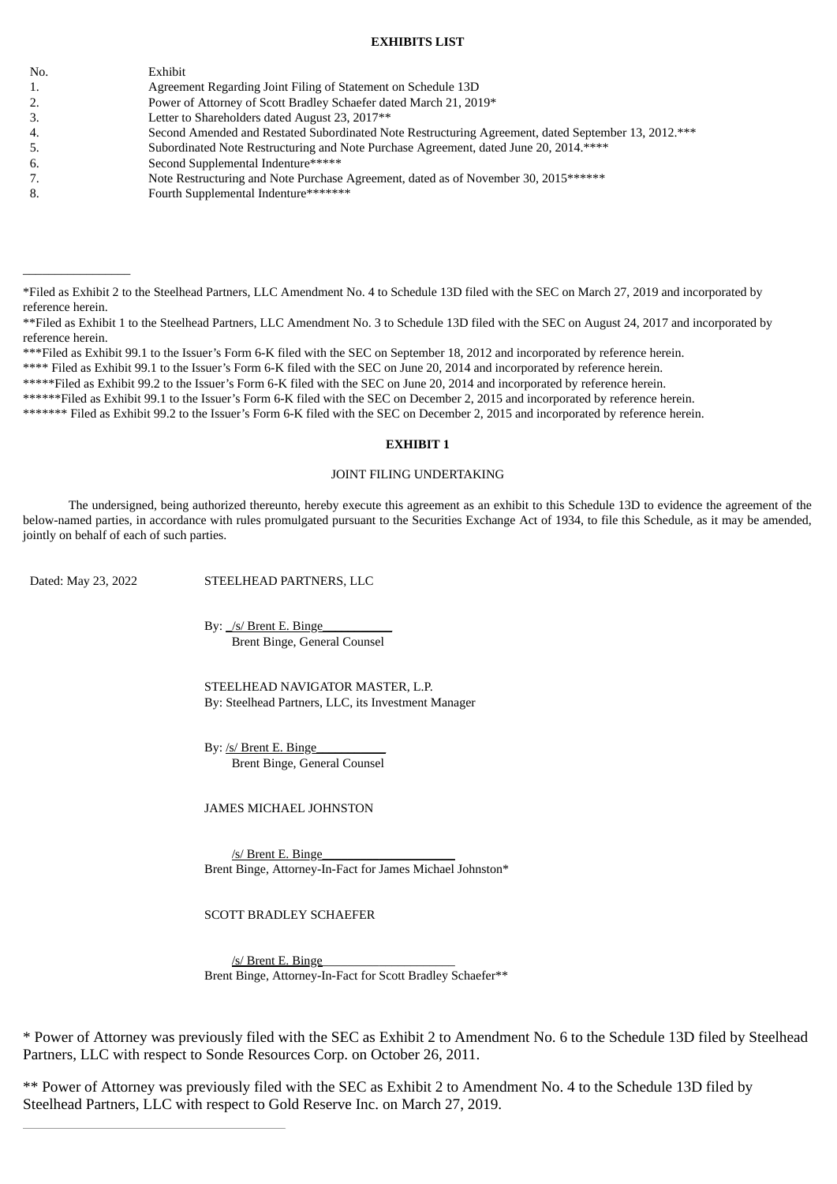**EXHIBITS LIST**

| No. | Exhibit |
|---|---|
| 1. | Agreement Regarding Joint Filing of Statement on Schedule 13D |
| 2. | Power of Attorney of Scott Bradley Schaefer dated March 21, 2019* |
| 3. | Letter to Shareholders dated August 23, 2017** |
| 4. | Second Amended and Restated Subordinated Note Restructuring Agreement, dated September 13, 2012.*** |
| 5. | Subordinated Note Restructuring and Note Purchase Agreement, dated June 20, 2014.**** |
| 6. | Second Supplemental Indenture***** |
| 7. | Note Restructuring and Note Purchase Agreement, dated as of November 30, 2015****** |
| 8. | Fourth Supplemental Indenture******* |

---

*Filed as Exhibit 2 to the Steelhead Partners, LLC Amendment No. 4 to Schedule 13D filed with the SEC on March 27, 2019 and incorporated by reference herein.

**Filed as Exhibit 1 to the Steelhead Partners, LLC Amendment No. 3 to Schedule 13D filed with the SEC on August 24, 2017 and incorporated by reference herein.

***Filed as Exhibit 99.1 to the Issuer's Form 6-K filed with the SEC on September 18, 2012 and incorporated by reference herein.

**** Filed as Exhibit 99.1 to the Issuer's Form 6-K filed with the SEC on June 20, 2014 and incorporated by reference herein.

*****Filed as Exhibit 99.2 to the Issuer's Form 6-K filed with the SEC on June 20, 2014 and incorporated by reference herein.

******Filed as Exhibit 99.1 to the Issuer's Form 6-K filed with the SEC on December 2, 2015 and incorporated by reference herein.

******* Filed as Exhibit 99.2 to the Issuer's Form 6-K filed with the SEC on December 2, 2015 and incorporated by reference herein.

**EXHIBIT 1**

JOINT FILING UNDERTAKING

The undersigned, being authorized thereunto, hereby execute this agreement as an exhibit to this Schedule 13D to evidence the agreement of the below-named parties, in accordance with rules promulgated pursuant to the Securities Exchange Act of 1934, to file this Schedule, as it may be amended, jointly on behalf of each of such parties.

Dated: May 23, 2022

STEELHEAD PARTNERS, LLC

By: /s/ Brent E. Binge
Brent Binge, General Counsel

STEELHEAD NAVIGATOR MASTER, L.P.
By: Steelhead Partners, LLC, its Investment Manager

By: /s/ Brent E. Binge
Brent Binge, General Counsel

JAMES MICHAEL JOHNSTON

/s/ Brent E. Binge
Brent Binge, Attorney-In-Fact for James Michael Johnston*

SCOTT BRADLEY SCHAEFER

/s/ Brent E. Binge
Brent Binge, Attorney-In-Fact for Scott Bradley Schaefer**

\* Power of Attorney was previously filed with the SEC as Exhibit 2 to Amendment No. 6 to the Schedule 13D filed by Steelhead Partners, LLC with respect to Sonde Resources Corp. on October 26, 2011.

** Power of Attorney was previously filed with the SEC as Exhibit 2 to Amendment No. 4 to the Schedule 13D filed by Steelhead Partners, LLC with respect to Gold Reserve Inc. on March 27, 2019.